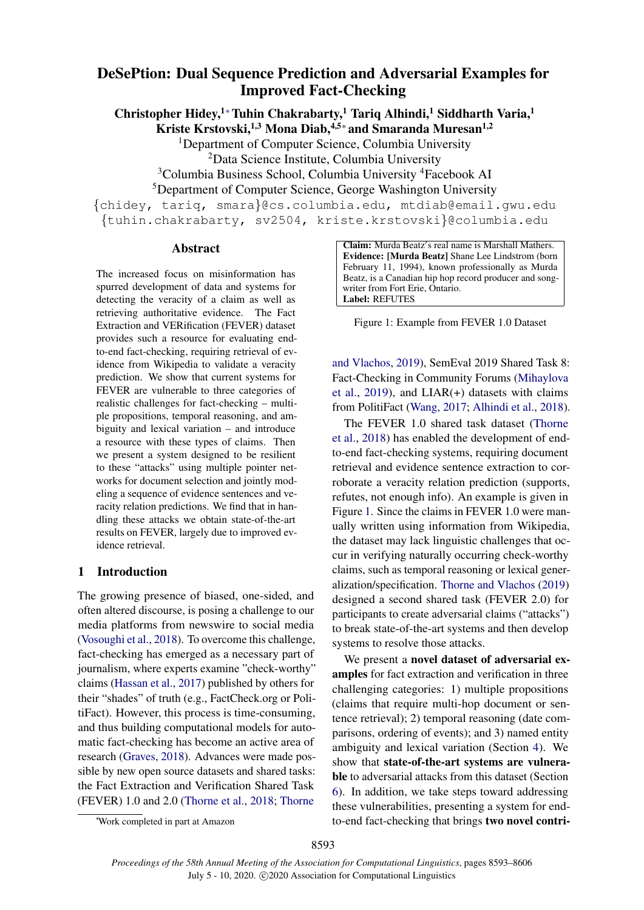# DeSePtion: Dual Sequence Prediction and Adversarial Examples for Improved Fact-Checking

**Christopher Hidey,[1*] Tuhin Chakrabarty,[1] Tariq Alhindi,[1] Siddharth Varia,[1] Kriste Krstovski,[1,3] Mona Diab,[4,5*] and Smaranda Muresan[1,2]**

[1]Department of Computer Science, Columbia University
[2]Data Science Institute, Columbia University
[3]Columbia Business School, Columbia University [4]Facebook AI
[5]Department of Computer Science, George Washington University

{chidey, tariq, smara}@cs.columbia.edu, mtdiab@email.gwu.edu
{tuhin.chakrabarty, sv2504, kriste.krstovski}@columbia.edu

## Abstract

The increased focus on misinformation has spurred development of data and systems for detecting the veracity of a claim as well as retrieving authoritative evidence. The Fact Extraction and VERification (FEVER) dataset provides such a resource for evaluating end-to-end fact-checking, requiring retrieval of evidence from Wikipedia to validate a veracity prediction. We show that current systems for FEVER are vulnerable to three categories of realistic challenges for fact-checking – multiple propositions, temporal reasoning, and ambiguity and lexical variation – and introduce a resource with these types of claims. Then we present a system designed to be resilient to these "attacks" using multiple pointer networks for document selection and jointly modeling a sequence of evidence sentences and veracity relation predictions. We find that in handling these attacks we obtain state-of-the-art results on FEVER, largely due to improved evidence retrieval.

## 1 Introduction

The growing presence of biased, one-sided, and often altered discourse, is posing a challenge to our media platforms from newswire to social media (Vosoughi et al., 2018). To overcome this challenge, fact-checking has emerged as a necessary part of journalism, where experts examine "check-worthy" claims (Hassan et al., 2017) published by others for their "shades" of truth (e.g., FactCheck.org or PolitiFact). However, this process is time-consuming, and thus building computational models for automatic fact-checking has become an active area of research (Graves, 2018). Advances were made possible by new open source datasets and shared tasks: the Fact Extraction and Verification Shared Task (FEVER) 1.0 and 2.0 (Thorne et al., 2018; Thorne and Vlachos, 2019), SemEval 2019 Shared Task 8: Fact-Checking in Community Forums (Mihaylova et al., 2019), and LIAR(+) datasets with claims from PolitiFact (Wang, 2017; Alhindi et al., 2018).

> **Claim:** Murda Beatz's real name is Marshall Mathers.
> **Evidence: [Murda Beatz]** Shane Lee Lindstrom (born February 11, 1994), known professionally as Murda Beatz, is a Canadian hip hop record producer and songwriter from Fort Erie, Ontario.
> **Label:** REFUTES

Figure 1: Example from FEVER 1.0 Dataset

The FEVER 1.0 shared task dataset (Thorne et al., 2018) has enabled the development of end-to-end fact-checking systems, requiring document retrieval and evidence sentence extraction to corroborate a veracity relation prediction (supports, refutes, not enough info). An example is given in Figure 1. Since the claims in FEVER 1.0 were manually written using information from Wikipedia, the dataset may lack linguistic challenges that occur in verifying naturally occurring check-worthy claims, such as temporal reasoning or lexical generalization/specification. Thorne and Vlachos (2019) designed a second shared task (FEVER 2.0) for participants to create adversarial claims ("attacks") to break state-of-the-art systems and then develop systems to resolve those attacks.

We present a **novel dataset of adversarial examples** for fact extraction and verification in three challenging categories: 1) multiple propositions (claims that require multi-hop document or sentence retrieval); 2) temporal reasoning (date comparisons, ordering of events); and 3) named entity ambiguity and lexical variation (Section 4). We show that **state-of-the-art systems are vulnerable** to adversarial attacks from this dataset (Section 6). In addition, we take steps toward addressing these vulnerabilities, presenting a system for end-to-end fact-checking that brings **two novel contri-**

*Work completed in part at Amazon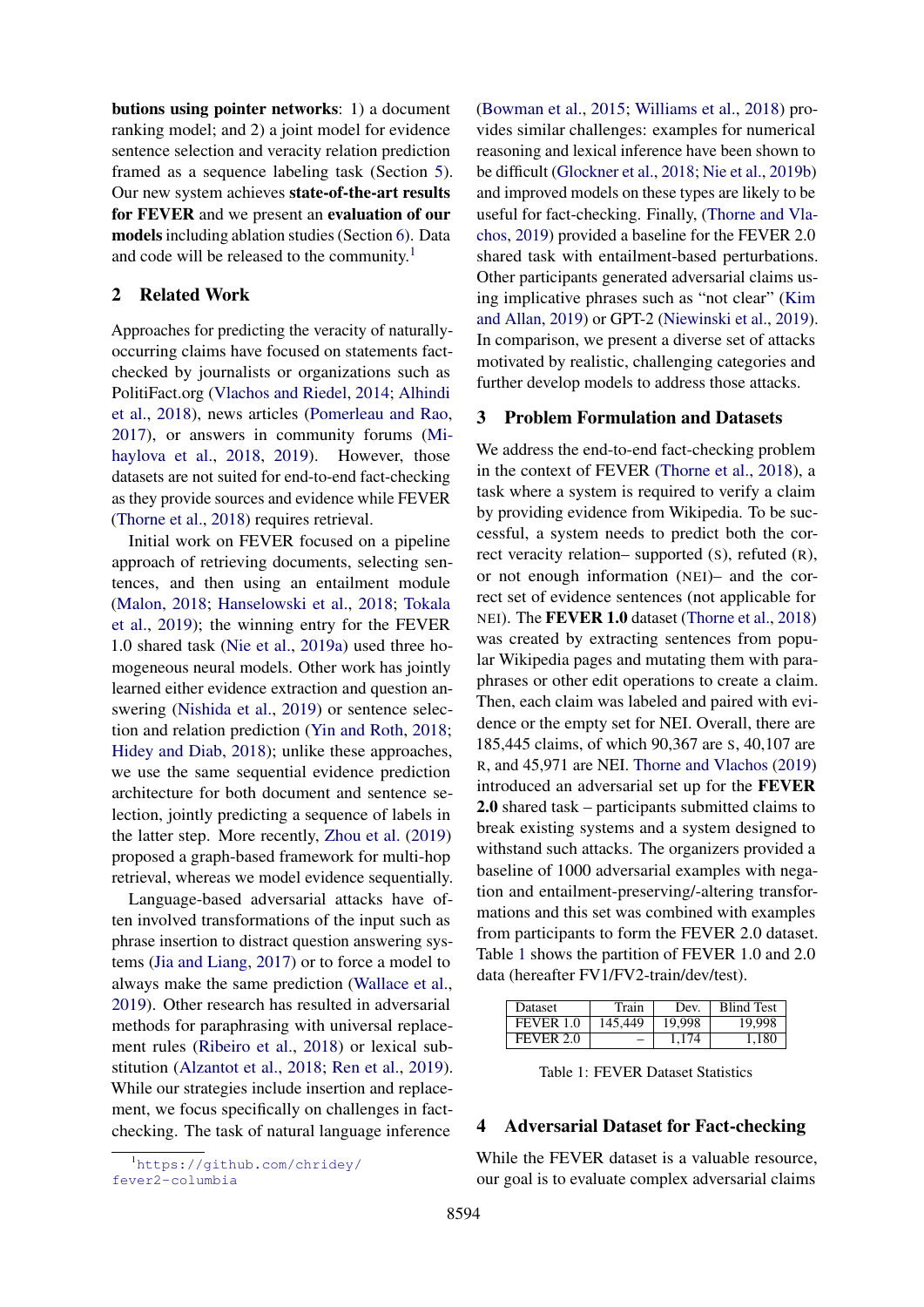**butions using pointer networks**: 1) a document ranking model; and 2) a joint model for evidence sentence selection and veracity relation prediction framed as a sequence labeling task (Section 5). Our new system achieves **state-of-the-art results for FEVER** and we present an **evaluation of our models** including ablation studies (Section 6). Data and code will be released to the community.[1]

## 2 Related Work

Approaches for predicting the veracity of naturally-occurring claims have focused on statements fact-checked by journalists or organizations such as PolitiFact.org (Vlachos and Riedel, 2014; Alhindi et al., 2018), news articles (Pomerleau and Rao, 2017), or answers in community forums (Mihaylova et al., 2018, 2019). However, those datasets are not suited for end-to-end fact-checking as they provide sources and evidence while FEVER (Thorne et al., 2018) requires retrieval.

Initial work on FEVER focused on a pipeline approach of retrieving documents, selecting sentences, and then using an entailment module (Malon, 2018; Hanselowski et al., 2018; Tokala et al., 2019); the winning entry for the FEVER 1.0 shared task (Nie et al., 2019a) used three homogeneous neural models. Other work has jointly learned either evidence extraction and question answering (Nishida et al., 2019) or sentence selection and relation prediction (Yin and Roth, 2018; Hidey and Diab, 2018); unlike these approaches, we use the same sequential evidence prediction architecture for both document and sentence selection, jointly predicting a sequence of labels in the latter step. More recently, Zhou et al. (2019) proposed a graph-based framework for multi-hop retrieval, whereas we model evidence sequentially.

Language-based adversarial attacks have often involved transformations of the input such as phrase insertion to distract question answering systems (Jia and Liang, 2017) or to force a model to always make the same prediction (Wallace et al., 2019). Other research has resulted in adversarial methods for paraphrasing with universal replacement rules (Ribeiro et al., 2018) or lexical substitution (Alzantot et al., 2018; Ren et al., 2019). While our strategies include insertion and replacement, we focus specifically on challenges in fact-checking. The task of natural language inference (Bowman et al., 2015; Williams et al., 2018) provides similar challenges: examples for numerical reasoning and lexical inference have been shown to be difficult (Glockner et al., 2018; Nie et al., 2019b) and improved models on these types are likely to be useful for fact-checking. Finally, (Thorne and Vlachos, 2019) provided a baseline for the FEVER 2.0 shared task with entailment-based perturbations. Other participants generated adversarial claims using implicative phrases such as "not clear" (Kim and Allan, 2019) or GPT-2 (Niewinski et al., 2019). In comparison, we present a diverse set of attacks motivated by realistic, challenging categories and further develop models to address those attacks.

## 3 Problem Formulation and Datasets

We address the end-to-end fact-checking problem in the context of FEVER (Thorne et al., 2018), a task where a system is required to verify a claim by providing evidence from Wikipedia. To be successful, a system needs to predict both the correct veracity relation– supported (S), refuted (R), or not enough information (NEI)– and the correct set of evidence sentences (not applicable for NEI). The **FEVER 1.0** dataset (Thorne et al., 2018) was created by extracting sentences from popular Wikipedia pages and mutating them with paraphrases or other edit operations to create a claim. Then, each claim was labeled and paired with evidence or the empty set for NEI. Overall, there are 185,445 claims, of which 90,367 are S, 40,107 are R, and 45,971 are NEI. Thorne and Vlachos (2019) introduced an adversarial set up for the **FEVER 2.0** shared task – participants submitted claims to break existing systems and a system designed to withstand such attacks. The organizers provided a baseline of 1000 adversarial examples with negation and entailment-preserving/-altering transformations and this set was combined with examples from participants to form the FEVER 2.0 dataset. Table 1 shows the partition of FEVER 1.0 and 2.0 data (hereafter FV1/FV2-train/dev/test).

| Dataset | Train | Dev. | Blind Test |
|---|---|---|---|
| FEVER 1.0 | 145,449 | 19,998 | 19,998 |
| FEVER 2.0 | – | 1,174 | 1,180 |

Table 1: FEVER Dataset Statistics

## 4 Adversarial Dataset for Fact-checking

While the FEVER dataset is a valuable resource, our goal is to evaluate complex adversarial claims

[1] https://github.com/chridey/fever2-columbia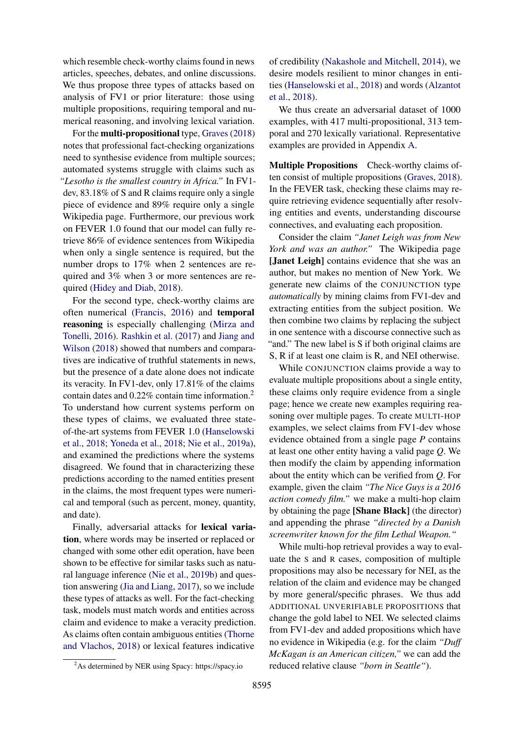which resemble check-worthy claims found in news articles, speeches, debates, and online discussions. We thus propose three types of attacks based on analysis of FV1 or prior literature: those using multiple propositions, requiring temporal and numerical reasoning, and involving lexical variation.

For the **multi-propositional** type, Graves (2018) notes that professional fact-checking organizations need to synthesise evidence from multiple sources; automated systems struggle with claims such as *"Lesotho is the smallest country in Africa."* In FV1-dev, 83.18% of S and R claims require only a single piece of evidence and 89% require only a single Wikipedia page. Furthermore, our previous work on FEVER 1.0 found that our model can fully retrieve 86% of evidence sentences from Wikipedia when only a single sentence is required, but the number drops to 17% when 2 sentences are required and 3% when 3 or more sentences are required (Hidey and Diab, 2018).

For the second type, check-worthy claims are often numerical (Francis, 2016) and **temporal reasoning** is especially challenging (Mirza and Tonelli, 2016). Rashkin et al. (2017) and Jiang and Wilson (2018) showed that numbers and comparatives are indicative of truthful statements in news, but the presence of a date alone does not indicate its veracity. In FV1-dev, only 17.81% of the claims contain dates and 0.22% contain time information.[2] To understand how current systems perform on these types of claims, we evaluated three state-of-the-art systems from FEVER 1.0 (Hanselowski et al., 2018; Yoneda et al., 2018; Nie et al., 2019a), and examined the predictions where the systems disagreed. We found that in characterizing these predictions according to the named entities present in the claims, the most frequent types were numerical and temporal (such as percent, money, quantity, and date).

Finally, adversarial attacks for **lexical variation**, where words may be inserted or replaced or changed with some other edit operation, have been shown to be effective for similar tasks such as natural language inference (Nie et al., 2019b) and question answering (Jia and Liang, 2017), so we include these types of attacks as well. For the fact-checking task, models must match words and entities across claim and evidence to make a veracity prediction. As claims often contain ambiguous entities (Thorne and Vlachos, 2018) or lexical features indicative of credibility (Nakashole and Mitchell, 2014), we desire models resilient to minor changes in entities (Hanselowski et al., 2018) and words (Alzantot et al., 2018).

[2] As determined by NER using Spacy: https://spacy.io

We thus create an adversarial dataset of 1000 examples, with 417 multi-propositional, 313 temporal and 270 lexically variational. Representative examples are provided in Appendix A.

**Multiple Propositions** Check-worthy claims often consist of multiple propositions (Graves, 2018). In the FEVER task, checking these claims may require retrieving evidence sequentially after resolving entities and events, understanding discourse connectives, and evaluating each proposition.

Consider the claim *"Janet Leigh was from New York and was an author."* The Wikipedia page **[Janet Leigh]** contains evidence that she was an author, but makes no mention of New York. We generate new claims of the CONJUNCTION type *automatically* by mining claims from FV1-dev and extracting entities from the subject position. We then combine two claims by replacing the subject in one sentence with a discourse connective such as "and." The new label is S if both original claims are S, R if at least one claim is R, and NEI otherwise.

While CONJUNCTION claims provide a way to evaluate multiple propositions about a single entity, these claims only require evidence from a single page; hence we create new examples requiring reasoning over multiple pages. To create MULTI-HOP examples, we select claims from FV1-dev whose evidence obtained from a single page $P$ contains at least one other entity having a valid page $Q$. We then modify the claim by appending information about the entity which can be verified from $Q$. For example, given the claim *"The Nice Guys is a 2016 action comedy film."* we make a multi-hop claim by obtaining the page **[Shane Black]** (the director) and appending the phrase *"directed by a Danish screenwriter known for the film Lethal Weapon."*

While multi-hop retrieval provides a way to evaluate the S and R cases, composition of multiple propositions may also be necessary for NEI, as the relation of the claim and evidence may be changed by more general/specific phrases. We thus add ADDITIONAL UNVERIFIABLE PROPOSITIONS that change the gold label to NEI. We selected claims from FV1-dev and added propositions which have no evidence in Wikipedia (e.g. for the claim *"Duff McKagan is an American citizen,"* we can add the reduced relative clause *"born in Seattle"*).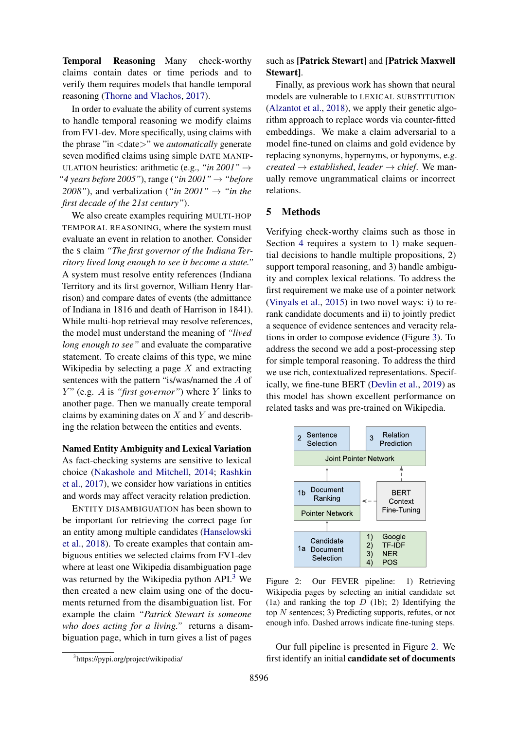**Temporal Reasoning** Many check-worthy claims contain dates or time periods and to verify them requires models that handle temporal reasoning (Thorne and Vlachos, 2017).

In order to evaluate the ability of current systems to handle temporal reasoning we modify claims from FV1-dev. More specifically, using claims with the phrase "in <date>" we *automatically* generate seven modified claims using simple DATE MANIPULATION heuristics: arithmetic (e.g., *"in 2001"* → *"4 years before 2005"*), range (*"in 2001"* → *"before 2008"*), and verbalization (*"in 2001"* → *"in the first decade of the 21st century"*).

We also create examples requiring MULTI-HOP TEMPORAL REASONING, where the system must evaluate an event in relation to another. Consider the S claim *"The first governor of the Indiana Territory lived long enough to see it become a state."* A system must resolve entity references (Indiana Territory and its first governor, William Henry Harrison) and compare dates of events (the admittance of Indiana in 1816 and death of Harrison in 1841). While multi-hop retrieval may resolve references, the model must understand the meaning of *"lived long enough to see"* and evaluate the comparative statement. To create claims of this type, we mine Wikipedia by selecting a page $X$ and extracting sentences with the pattern "is/was/named the $A$ of $Y$" (e.g. $A$ is *"first governor"*) where $Y$ links to another page. Then we manually create temporal claims by examining dates on $X$ and $Y$ and describing the relation between the entities and events.

**Named Entity Ambiguity and Lexical Variation** As fact-checking systems are sensitive to lexical choice (Nakashole and Mitchell, 2014; Rashkin et al., 2017), we consider how variations in entities and words may affect veracity relation prediction.

ENTITY DISAMBIGUATION has been shown to be important for retrieving the correct page for an entity among multiple candidates (Hanselowski et al., 2018). To create examples that contain ambiguous entities we selected claims from FV1-dev where at least one Wikipedia disambiguation page was returned by the Wikipedia python API.[3] We then created a new claim using one of the documents returned from the disambiguation list. For example the claim *"Patrick Stewart is someone who does acting for a living."* returns a disambiguation page, which in turn gives a list of pages such as **[Patrick Stewart]** and **[Patrick Maxwell Stewart]**.

Finally, as previous work has shown that neural models are vulnerable to LEXICAL SUBSTITUTION (Alzantot et al., 2018), we apply their genetic algorithm approach to replace words via counter-fitted embeddings. We make a claim adversarial to a model fine-tuned on claims and gold evidence by replacing synonyms, hypernyms, or hyponyms, e.g. *created* → *established*, *leader* → *chief*. We manually remove ungrammatical claims or incorrect relations.

[3] https://pypi.org/project/wikipedia/

## 5 Methods

Verifying check-worthy claims such as those in Section 4 requires a system to 1) make sequential decisions to handle multiple propositions, 2) support temporal reasoning, and 3) handle ambiguity and complex lexical relations. To address the first requirement we make use of a pointer network (Vinyals et al., 2015) in two novel ways: i) to rerank candidate documents and ii) to jointly predict a sequence of evidence sentences and veracity relations in order to compose evidence (Figure 3). To address the second we add a post-processing step for simple temporal reasoning. To address the third we use rich, contextualized representations. Specifically, we fine-tune BERT (Devlin et al., 2019) as this model has shown excellent performance on related tasks and was pre-trained on Wikipedia.

Figure 2: Our FEVER pipeline: 1) Retrieving Wikipedia pages by selecting an initial candidate set (1a) and ranking the top $D$ (1b); 2) Identifying the top $N$ sentences; 3) Predicting supports, refutes, or not enough info. Dashed arrows indicate fine-tuning steps.

Our full pipeline is presented in Figure 2. We first identify an initial **candidate set of documents**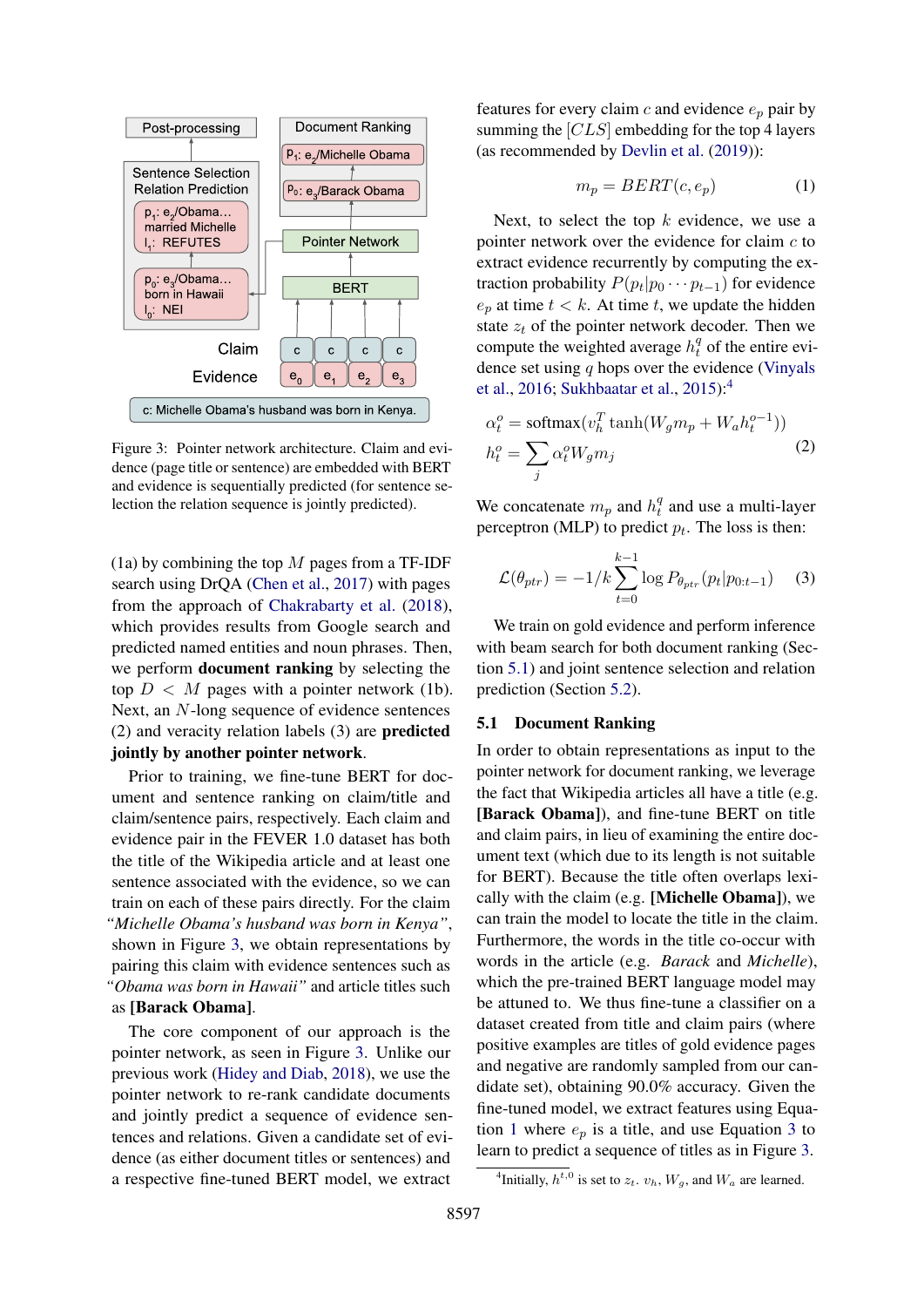Figure 3: Pointer network architecture. Claim and evidence (page title or sentence) are embedded with BERT and evidence is sequentially predicted (for sentence selection the relation sequence is jointly predicted).

(1a) by combining the top $M$ pages from a TF-IDF search using DrQA (Chen et al., 2017) with pages from the approach of Chakrabarty et al. (2018), which provides results from Google search and predicted named entities and noun phrases. Then, we perform **document ranking** by selecting the top $D < M$ pages with a pointer network (1b). Next, an $N$-long sequence of evidence sentences (2) and veracity relation labels (3) are **predicted jointly by another pointer network**.

Prior to training, we fine-tune BERT for document and sentence ranking on claim/title and claim/sentence pairs, respectively. Each claim and evidence pair in the FEVER 1.0 dataset has both the title of the Wikipedia article and at least one sentence associated with the evidence, so we can train on each of these pairs directly. For the claim *"Michelle Obama's husband was born in Kenya"*, shown in Figure 3, we obtain representations by pairing this claim with evidence sentences such as *"Obama was born in Hawaii"* and article titles such as **[Barack Obama]**.

The core component of our approach is the pointer network, as seen in Figure 3. Unlike our previous work (Hidey and Diab, 2018), we use the pointer network to re-rank candidate documents and jointly predict a sequence of evidence sentences and relations. Given a candidate set of evidence (as either document titles or sentences) and a respective fine-tuned BERT model, we extract features for every claim $c$ and evidence $e_p$ pair by summing the $[CLS]$ embedding for the top 4 layers (as recommended by Devlin et al. (2019)):

$$m_p = BERT(c, e_p) \tag{1}$$

Next, to select the top $k$ evidence, we use a pointer network over the evidence for claim $c$ to extract evidence recurrently by computing the extraction probability $P(p_t|p_0 \cdots p_{t-1})$ for evidence $e_p$ at time $t < k$. At time $t$, we update the hidden state $z_t$ of the pointer network decoder. Then we compute the weighted average $h_t^q$ of the entire evidence set using $q$ hops over the evidence (Vinyals et al., 2016; Sukhbaatar et al., 2015):[4]

$$\begin{aligned} \alpha_t^o &= \text{softmax}(v_h^T \tanh(W_g m_p + W_a h_t^{o-1})) \\ h_t^o &= \sum_j \alpha_t^o W_g m_j \end{aligned} \tag{2}$$

We concatenate $m_p$ and $h_t^q$ and use a multi-layer perceptron (MLP) to predict $p_t$. The loss is then:

$$\mathcal{L}(\theta_{ptr}) = -1/k \sum_{t=0}^{k-1} \log P_{\theta_{ptr}}(p_t|p_{0:t-1}) \tag{3}$$

We train on gold evidence and perform inference with beam search for both document ranking (Section 5.1) and joint sentence selection and relation prediction (Section 5.2).

## 5.1 Document Ranking

In order to obtain representations as input to the pointer network for document ranking, we leverage the fact that Wikipedia articles all have a title (e.g. **[Barack Obama]**), and fine-tune BERT on title and claim pairs, in lieu of examining the entire document text (which due to its length is not suitable for BERT). Because the title often overlaps lexically with the claim (e.g. **[Michelle Obama]**), we can train the model to locate the title in the claim. Furthermore, the words in the title co-occur with words in the article (e.g. *Barack* and *Michelle*), which the pre-trained BERT language model may be attuned to. We thus fine-tune a classifier on a dataset created from title and claim pairs (where positive examples are titles of gold evidence pages and negative are randomly sampled from our candidate set), obtaining 90.0% accuracy. Given the fine-tuned model, we extract features using Equation 1 where $e_p$ is a title, and use Equation 3 to learn to predict a sequence of titles as in Figure 3.

[4] Initially, $h^{t,0}$ is set to $z_t$. $v_h$, $W_g$, and $W_a$ are learned.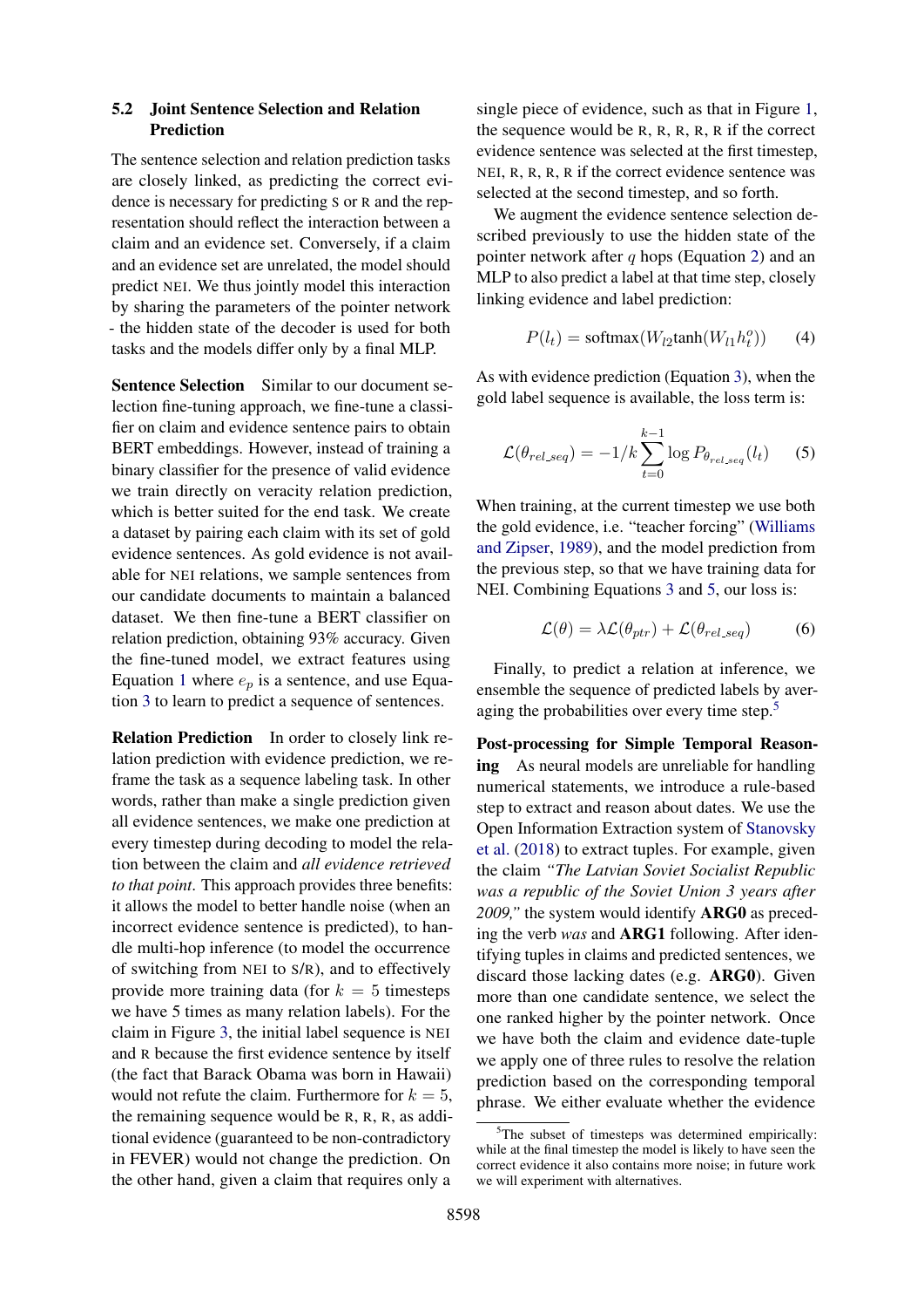### 5.2 Joint Sentence Selection and Relation Prediction

The sentence selection and relation prediction tasks are closely linked, as predicting the correct evidence is necessary for predicting S or R and the representation should reflect the interaction between a claim and an evidence set. Conversely, if a claim and an evidence set are unrelated, the model should predict NEI. We thus jointly model this interaction by sharing the parameters of the pointer network - the hidden state of the decoder is used for both tasks and the models differ only by a final MLP.

**Sentence Selection** Similar to our document selection fine-tuning approach, we fine-tune a classifier on claim and evidence sentence pairs to obtain BERT embeddings. However, instead of training a binary classifier for the presence of valid evidence we train directly on veracity relation prediction, which is better suited for the end task. We create a dataset by pairing each claim with its set of gold evidence sentences. As gold evidence is not available for NEI relations, we sample sentences from our candidate documents to maintain a balanced dataset. We then fine-tune a BERT classifier on relation prediction, obtaining 93% accuracy. Given the fine-tuned model, we extract features using Equation 1 where $e_p$ is a sentence, and use Equation 3 to learn to predict a sequence of sentences.

**Relation Prediction** In order to closely link relation prediction with evidence prediction, we reframe the task as a sequence labeling task. In other words, rather than make a single prediction given all evidence sentences, we make one prediction at every timestep during decoding to model the relation between the claim and *all evidence retrieved to that point*. This approach provides three benefits: it allows the model to better handle noise (when an incorrect evidence sentence is predicted), to handle multi-hop inference (to model the occurrence of switching from NEI to S/R), and to effectively provide more training data (for $k = 5$ timesteps we have 5 times as many relation labels). For the claim in Figure 3, the initial label sequence is NEI and R because the first evidence sentence by itself (the fact that Barack Obama was born in Hawaii) would not refute the claim. Furthermore for $k = 5$, the remaining sequence would be R, R, R, as additional evidence (guaranteed to be non-contradictory in FEVER) would not change the prediction. On the other hand, given a claim that requires only a single piece of evidence, such as that in Figure 1, the sequence would be R, R, R, R, R if the correct evidence sentence was selected at the first timestep, NEI, R, R, R, R if the correct evidence sentence was selected at the second timestep, and so forth.

We augment the evidence sentence selection described previously to use the hidden state of the pointer network after $q$ hops (Equation 2) and an MLP to also predict a label at that time step, closely linking evidence and label prediction:

$$P(l_t) = \text{softmax}(W_{l2}\tanh(W_{l1}h_t^o)) \tag{4}$$

As with evidence prediction (Equation 3), when the gold label sequence is available, the loss term is:

$$\mathcal{L}(\theta_{rel\_seq}) = -1/k \sum_{t=0}^{k-1} \log P_{\theta_{rel\_seq}}(l_t) \tag{5}$$

When training, at the current timestep we use both the gold evidence, i.e. "teacher forcing" (Williams and Zipser, 1989), and the model prediction from the previous step, so that we have training data for NEI. Combining Equations 3 and 5, our loss is:

$$\mathcal{L}(\theta) = \lambda\mathcal{L}(\theta_{ptr}) + \mathcal{L}(\theta_{rel\_seq}) \tag{6}$$

Finally, to predict a relation at inference, we ensemble the sequence of predicted labels by averaging the probabilities over every time step.[5]

**Post-processing for Simple Temporal Reasoning** As neural models are unreliable for handling numerical statements, we introduce a rule-based step to extract and reason about dates. We use the Open Information Extraction system of Stanovsky et al. (2018) to extract tuples. For example, given the claim *"The Latvian Soviet Socialist Republic was a republic of the Soviet Union 3 years after 2009,"* the system would identify **ARG0** as preceding the verb *was* and **ARG1** following. After identifying tuples in claims and predicted sentences, we discard those lacking dates (e.g. **ARG0**). Given more than one candidate sentence, we select the one ranked higher by the pointer network. Once we have both the claim and evidence date-tuple we apply one of three rules to resolve the relation prediction based on the corresponding temporal phrase. We either evaluate whether the evidence

[5] The subset of timesteps was determined empirically: while at the final timestep the model is likely to have seen the correct evidence it also contains more noise; in future work we will experiment with alternatives.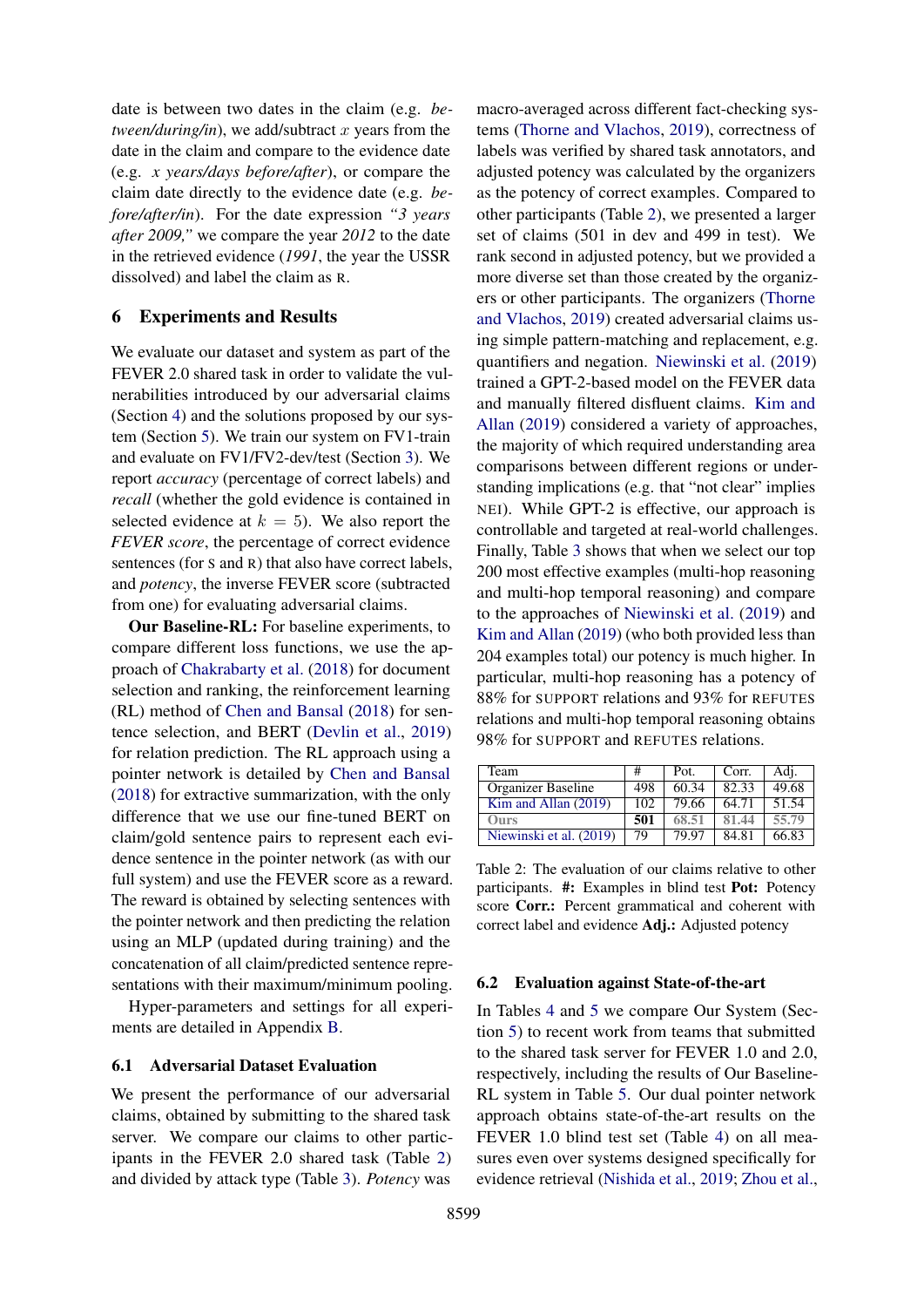date is between two dates in the claim (e.g. *between/during/in*), we add/subtract $x$ years from the date in the claim and compare to the evidence date (e.g. *x years/days before/after*), or compare the claim date directly to the evidence date (e.g. *before/after/in*). For the date expression *"3 years after 2009,"* we compare the year *2012* to the date in the retrieved evidence (*1991*, the year the USSR dissolved) and label the claim as R.

## 6 Experiments and Results

We evaluate our dataset and system as part of the FEVER 2.0 shared task in order to validate the vulnerabilities introduced by our adversarial claims (Section 4) and the solutions proposed by our system (Section 5). We train our system on FV1-train and evaluate on FV1/FV2-dev/test (Section 3). We report *accuracy* (percentage of correct labels) and *recall* (whether the gold evidence is contained in selected evidence at $k = 5$). We also report the *FEVER score*, the percentage of correct evidence sentences (for S and R) that also have correct labels, and *potency*, the inverse FEVER score (subtracted from one) for evaluating adversarial claims.

**Our Baseline-RL:** For baseline experiments, to compare different loss functions, we use the approach of Chakrabarty et al. (2018) for document selection and ranking, the reinforcement learning (RL) method of Chen and Bansal (2018) for sentence selection, and BERT (Devlin et al., 2019) for relation prediction. The RL approach using a pointer network is detailed by Chen and Bansal (2018) for extractive summarization, with the only difference that we use our fine-tuned BERT on claim/gold sentence pairs to represent each evidence sentence in the pointer network (as with our full system) and use the FEVER score as a reward. The reward is obtained by selecting sentences with the pointer network and then predicting the relation using an MLP (updated during training) and the concatenation of all claim/predicted sentence representations with their maximum/minimum pooling.

Hyper-parameters and settings for all experiments are detailed in Appendix B.

### 6.1 Adversarial Dataset Evaluation

We present the performance of our adversarial claims, obtained by submitting to the shared task server. We compare our claims to other participants in the FEVER 2.0 shared task (Table 2) and divided by attack type (Table 3). *Potency* was macro-averaged across different fact-checking systems (Thorne and Vlachos, 2019), correctness of labels was verified by shared task annotators, and adjusted potency was calculated by the organizers as the potency of correct examples. Compared to other participants (Table 2), we presented a larger set of claims (501 in dev and 499 in test). We rank second in adjusted potency, but we provided a more diverse set than those created by the organizers or other participants. The organizers (Thorne and Vlachos, 2019) created adversarial claims using simple pattern-matching and replacement, e.g. quantifiers and negation. Niewinski et al. (2019) trained a GPT-2-based model on the FEVER data and manually filtered disfluent claims. Kim and Allan (2019) considered a variety of approaches, the majority of which required understanding area comparisons between different regions or understanding implications (e.g. that "not clear" implies NEI). While GPT-2 is effective, our approach is controllable and targeted at real-world challenges. Finally, Table 3 shows that when we select our top 200 most effective examples (multi-hop reasoning and multi-hop temporal reasoning) and compare to the approaches of Niewinski et al. (2019) and Kim and Allan (2019) (who both provided less than 204 examples total) our potency is much higher. In particular, multi-hop reasoning has a potency of 88% for SUPPORT relations and 93% for REFUTES relations and multi-hop temporal reasoning obtains 98% for SUPPORT and REFUTES relations.

| Team | # | Pot. | Corr. | Adj. |
|---|---|---|---|---|
| Organizer Baseline | 498 | 60.34 | 82.33 | 49.68 |
| Kim and Allan (2019) | 102 | 79.66 | 64.71 | 51.54 |
| Ours | **501** | 68.51 | 81.44 | 55.79 |
| Niewinski et al. (2019) | 79 | 79.97 | 84.81 | 66.83 |

Table 2: The evaluation of our claims relative to other participants. **#:** Examples in blind test **Pot:** Potency score **Corr.:** Percent grammatical and coherent with correct label and evidence **Adj.:** Adjusted potency

### 6.2 Evaluation against State-of-the-art

In Tables 4 and 5 we compare Our System (Section 5) to recent work from teams that submitted to the shared task server for FEVER 1.0 and 2.0, respectively, including the results of Our Baseline-RL system in Table 5. Our dual pointer network approach obtains state-of-the-art results on the FEVER 1.0 blind test set (Table 4) on all measures even over systems designed specifically for evidence retrieval (Nishida et al., 2019; Zhou et al.,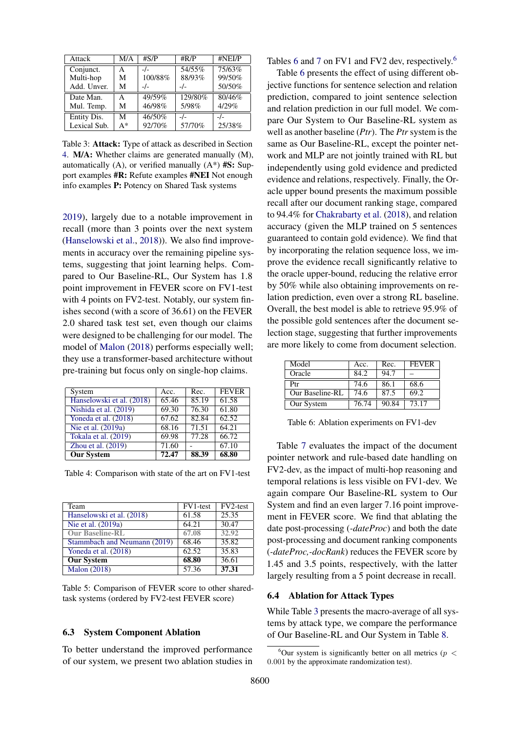| Attack | M/A | #S/P | #R/P | #NEI/P |
|---|---|---|---|---|
| Conjunct. | A | -/- | 54/55% | 75/63% |
| Multi-hop | M | 100/88% | 88/93% | 99/50% |
| Add. Unver. | M | -/- | -/- | 50/50% |
| Date Man. | A | 49/59% | 129/80% | 80/46% |
| Mul. Temp. | M | 46/98% | 5/98% | 4/29% |
| Entity Dis. | M | 46/50% | -/- | -/- |
| Lexical Sub. | A* | 92/70% | 57/70% | 25/38% |

Table 3: **Attack:** Type of attack as described in Section 4. **M/A:** Whether claims are generated manually (M), automatically (A), or verified manually (A*) **#S:** Support examples **#R:** Refute examples **#NEI** Not enough info examples **P:** Potency on Shared Task systems

2019), largely due to a notable improvement in recall (more than 3 points over the next system (Hanselowski et al., 2018)). We also find improvements in accuracy over the remaining pipeline systems, suggesting that joint learning helps. Compared to Our Baseline-RL, Our System has 1.8 point improvement in FEVER score on FV1-test with 4 points on FV2-test. Notably, our system finishes second (with a score of 36.61) on the FEVER 2.0 shared task test set, even though our claims were designed to be challenging for our model. The model of Malon (2018) performs especially well; they use a transformer-based architecture without pre-training but focus only on single-hop claims.

| System | Acc. | Rec. | FEVER |
|---|---|---|---|
| Hanselowski et al. (2018) | 65.46 | 85.19 | 61.58 |
| Nishida et al. (2019) | 69.30 | 76.30 | 61.80 |
| Yoneda et al. (2018) | 67.62 | 82.84 | 62.52 |
| Nie et al. (2019a) | 68.16 | 71.51 | 64.21 |
| Tokala et al. (2019) | 69.98 | 77.28 | 66.72 |
| Zhou et al. (2019) | 71.60 | - | 67.10 |
| **Our System** | **72.47** | **88.39** | **68.80** |

Table 4: Comparison with state of the art on FV1-test

| Team | FV1-test | FV2-test |
|---|---|---|
| Hanselowski et al. (2018) | 61.58 | 25.35 |
| Nie et al. (2019a) | 64.21 | 30.47 |
| **Our Baseline-RL** | 67.08 | 32.92 |
| Stammbach and Neumann (2019) | 68.46 | 35.82 |
| Yoneda et al. (2018) | 62.52 | 35.83 |
| **Our System** | **68.80** | 36.61 |
| Malon (2018) | 57.36 | **37.31** |

Table 5: Comparison of FEVER score to other shared-task systems (ordered by FV2-test FEVER score)

### 6.3 System Component Ablation

To better understand the improved performance of our system, we present two ablation studies in Tables 6 and 7 on FV1 and FV2 dev, respectively.[6]

Table 6 presents the effect of using different objective functions for sentence selection and relation prediction, compared to joint sentence selection and relation prediction in our full model. We compare Our System to Our Baseline-RL system as well as another baseline (*Ptr*). The *Ptr* system is the same as Our Baseline-RL, except the pointer network and MLP are not jointly trained with RL but independently using gold evidence and predicted evidence and relations, respectively. Finally, the Oracle upper bound presents the maximum possible recall after our document ranking stage, compared to 94.4% for Chakrabarty et al. (2018), and relation accuracy (given the MLP trained on 5 sentences guaranteed to contain gold evidence). We find that by incorporating the relation sequence loss, we improve the evidence recall significantly relative to the oracle upper-bound, reducing the relative error by 50% while also obtaining improvements on relation prediction, even over a strong RL baseline. Overall, the best model is able to retrieve 95.9% of the possible gold sentences after the document selection stage, suggesting that further improvements are more likely to come from document selection.

| Model | Acc. | Rec. | FEVER |
|---|---|---|---|
| Oracle | 84.2 | 94.7 | – |
| Ptr | 74.6 | 86.1 | 68.6 |
| Our Baseline-RL | 74.6 | 87.5 | 69.2 |
| Our System | 76.74 | 90.84 | 73.17 |

Table 6: Ablation experiments on FV1-dev

Table 7 evaluates the impact of the document pointer network and rule-based date handling on FV2-dev, as the impact of multi-hop reasoning and temporal relations is less visible on FV1-dev. We again compare Our Baseline-RL system to Our System and find an even larger 7.16 point improvement in FEVER score. We find that ablating the date post-processing (*-dateProc*) and both the date post-processing and document ranking components (*-dateProc,-docRank*) reduces the FEVER score by 1.45 and 3.5 points, respectively, with the latter largely resulting from a 5 point decrease in recall.

### 6.4 Ablation for Attack Types

While Table 3 presents the macro-average of all systems by attack type, we compare the performance of Our Baseline-RL and Our System in Table 8.

[6] Our system is significantly better on all metrics ($p < 0.001$ by the approximate randomization test).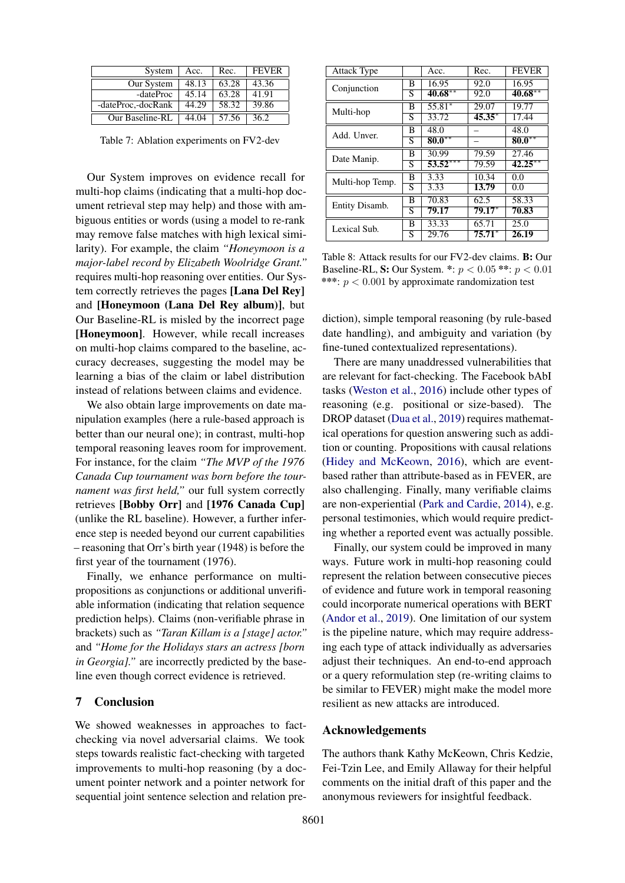| System | Acc. | Rec. | FEVER |
|---|---|---|---|
| Our System | 48.13 | 63.28 | 43.36 |
| -dateProc | 45.14 | 63.28 | 41.91 |
| -dateProc,-docRank | 44.29 | 58.32 | 39.86 |
| Our Baseline-RL | 44.04 | 57.56 | 36.2 |

Table 7: Ablation experiments on FV2-dev

Our System improves on evidence recall for multi-hop claims (indicating that a multi-hop document retrieval step may help) and those with ambiguous entities or words (using a model to re-rank may remove false matches with high lexical similarity). For example, the claim *"Honeymoon is a major-label record by Elizabeth Woolridge Grant."* requires multi-hop reasoning over entities. Our System correctly retrieves the pages **[Lana Del Rey]** and **[Honeymoon (Lana Del Rey album)]**, but Our Baseline-RL is misled by the incorrect page **[Honeymoon]**. However, while recall increases on multi-hop claims compared to the baseline, accuracy decreases, suggesting the model may be learning a bias of the claim or label distribution instead of relations between claims and evidence.

We also obtain large improvements on date manipulation examples (here a rule-based approach is better than our neural one); in contrast, multi-hop temporal reasoning leaves room for improvement. For instance, for the claim *"The MVP of the 1976 Canada Cup tournament was born before the tournament was first held,"* our full system correctly retrieves **[Bobby Orr]** and **[1976 Canada Cup]** (unlike the RL baseline). However, a further inference step is needed beyond our current capabilities – reasoning that Orr's birth year (1948) is before the first year of the tournament (1976).

Finally, we enhance performance on multi-propositions as conjunctions or additional unverifiable information (indicating that relation sequence prediction helps). Claims (non-verifiable phrase in brackets) such as *"Taran Killam is a [stage] actor."* and *"Home for the Holidays stars an actress [born in Georgia]."* are incorrectly predicted by the baseline even though correct evidence is retrieved.

## 7 Conclusion

We showed weaknesses in approaches to fact-checking via novel adversarial claims. We took steps towards realistic fact-checking with targeted improvements to multi-hop reasoning (by a document pointer network and a pointer network for sequential joint sentence selection and relation prediction), simple temporal reasoning (by rule-based date handling), and ambiguity and variation (by fine-tuned contextualized representations).

| Attack Type | | Acc. | Rec. | FEVER |
|---|---|---|---|---|
| Conjunction | B | 16.95 | 92.0 | 16.95 |
| | S | **40.68**** | 92.0 | **40.68**** |
| Multi-hop | B | 55.81* | 29.07 | 19.77 |
| | S | 33.72 | **45.35*** | 17.44 |
| Add. Unver. | B | 48.0 | – | 48.0 |
| | S | **80.0**** | – | **80.0**** |
| Date Manip. | B | 30.99 | 79.59 | 27.46 |
| | S | **53.52***** | 79.59 | **42.25**** |
| Multi-hop Temp. | B | 3.33 | 10.34 | 0.0 |
| | S | 3.33 | **13.79** | 0.0 |
| Entity Disamb. | B | 70.83 | 62.5 | 58.33 |
| | S | **79.17** | **79.17*** | **70.83** |
| Lexical Sub. | B | 33.33 | 65.71 | 25.0 |
| | S | 29.76 | **75.71*** | **26.19** |

Table 8: Attack results for our FV2-dev claims. **B:** Our Baseline-RL, **S:** Our System. *: $p < 0.05$ **: $p < 0.01$ ***: $p < 0.001$ by approximate randomization test

There are many unaddressed vulnerabilities that are relevant for fact-checking. The Facebook bAbI tasks (Weston et al., 2016) include other types of reasoning (e.g. positional or size-based). The DROP dataset (Dua et al., 2019) requires mathematical operations for question answering such as addition or counting. Propositions with causal relations (Hidey and McKeown, 2016), which are event-based rather than attribute-based as in FEVER, are also challenging. Finally, many verifiable claims are non-experiential (Park and Cardie, 2014), e.g. personal testimonies, which would require predicting whether a reported event was actually possible.

Finally, our system could be improved in many ways. Future work in multi-hop reasoning could represent the relation between consecutive pieces of evidence and future work in temporal reasoning could incorporate numerical operations with BERT (Andor et al., 2019). One limitation of our system is the pipeline nature, which may require addressing each type of attack individually as adversaries adjust their techniques. An end-to-end approach or a query reformulation step (re-writing claims to be similar to FEVER) might make the model more resilient as new attacks are introduced.

## Acknowledgements

The authors thank Kathy McKeown, Chris Kedzie, Fei-Tzin Lee, and Emily Allaway for their helpful comments on the initial draft of this paper and the anonymous reviewers for insightful feedback.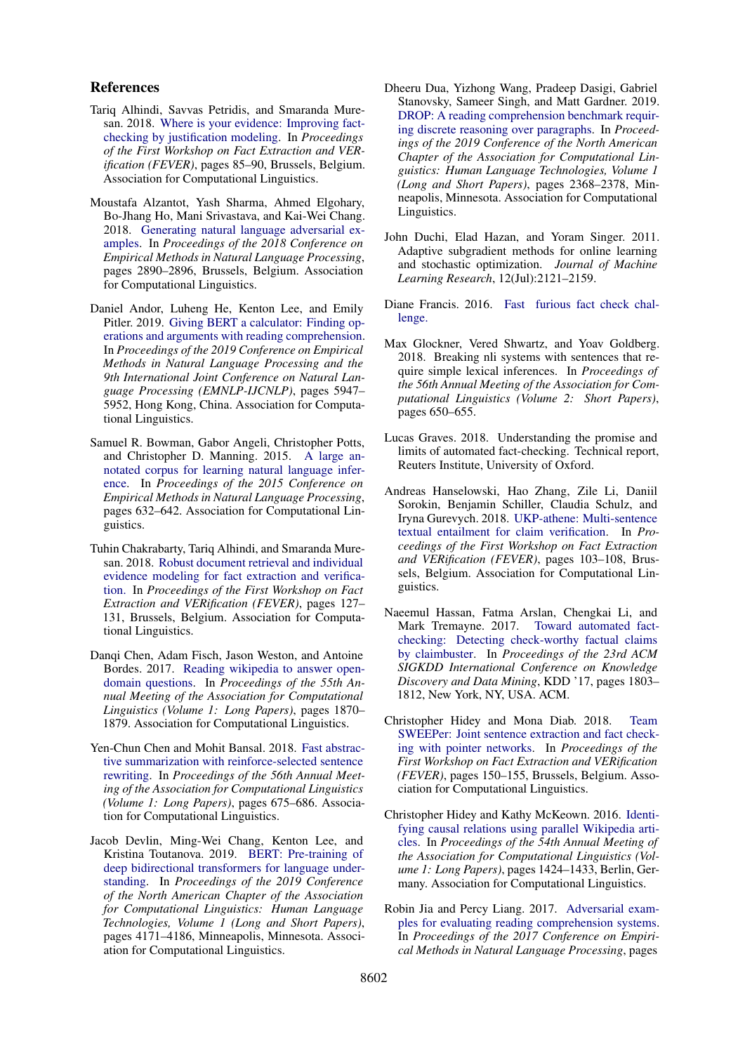## References

Tariq Alhindi, Savvas Petridis, and Smaranda Muresan. 2018. Where is your evidence: Improving fact-checking by justification modeling. In *Proceedings of the First Workshop on Fact Extraction and VERification (FEVER)*, pages 85–90, Brussels, Belgium. Association for Computational Linguistics.

Moustafa Alzantot, Yash Sharma, Ahmed Elgohary, Bo-Jhang Ho, Mani Srivastava, and Kai-Wei Chang. 2018. Generating natural language adversarial examples. In *Proceedings of the 2018 Conference on Empirical Methods in Natural Language Processing*, pages 2890–2896, Brussels, Belgium. Association for Computational Linguistics.

Daniel Andor, Luheng He, Kenton Lee, and Emily Pitler. 2019. Giving BERT a calculator: Finding operations and arguments with reading comprehension. In *Proceedings of the 2019 Conference on Empirical Methods in Natural Language Processing and the 9th International Joint Conference on Natural Language Processing (EMNLP-IJCNLP)*, pages 5947–5952, Hong Kong, China. Association for Computational Linguistics.

Samuel R. Bowman, Gabor Angeli, Christopher Potts, and Christopher D. Manning. 2015. A large annotated corpus for learning natural language inference. In *Proceedings of the 2015 Conference on Empirical Methods in Natural Language Processing*, pages 632–642. Association for Computational Linguistics.

Tuhin Chakrabarty, Tariq Alhindi, and Smaranda Muresan. 2018. Robust document retrieval and individual evidence modeling for fact extraction and verification. In *Proceedings of the First Workshop on Fact Extraction and VERification (FEVER)*, pages 127–131, Brussels, Belgium. Association for Computational Linguistics.

Danqi Chen, Adam Fisch, Jason Weston, and Antoine Bordes. 2017. Reading wikipedia to answer open-domain questions. In *Proceedings of the 55th Annual Meeting of the Association for Computational Linguistics (Volume 1: Long Papers)*, pages 1870–1879. Association for Computational Linguistics.

Yen-Chun Chen and Mohit Bansal. 2018. Fast abstractive summarization with reinforce-selected sentence rewriting. In *Proceedings of the 56th Annual Meeting of the Association for Computational Linguistics (Volume 1: Long Papers)*, pages 675–686. Association for Computational Linguistics.

Jacob Devlin, Ming-Wei Chang, Kenton Lee, and Kristina Toutanova. 2019. BERT: Pre-training of deep bidirectional transformers for language understanding. In *Proceedings of the 2019 Conference of the North American Chapter of the Association for Computational Linguistics: Human Language Technologies, Volume 1 (Long and Short Papers)*, pages 4171–4186, Minneapolis, Minnesota. Association for Computational Linguistics.

Dheeru Dua, Yizhong Wang, Pradeep Dasigi, Gabriel Stanovsky, Sameer Singh, and Matt Gardner. 2019. DROP: A reading comprehension benchmark requiring discrete reasoning over paragraphs. In *Proceedings of the 2019 Conference of the North American Chapter of the Association for Computational Linguistics: Human Language Technologies, Volume 1 (Long and Short Papers)*, pages 2368–2378, Minneapolis, Minnesota. Association for Computational Linguistics.

John Duchi, Elad Hazan, and Yoram Singer. 2011. Adaptive subgradient methods for online learning and stochastic optimization. *Journal of Machine Learning Research*, 12(Jul):2121–2159.

Diane Francis. 2016. Fast furious fact check challenge.

Max Glockner, Vered Shwartz, and Yoav Goldberg. 2018. Breaking nli systems with sentences that require simple lexical inferences. In *Proceedings of the 56th Annual Meeting of the Association for Computational Linguistics (Volume 2: Short Papers)*, pages 650–655.

Lucas Graves. 2018. Understanding the promise and limits of automated fact-checking. Technical report, Reuters Institute, University of Oxford.

Andreas Hanselowski, Hao Zhang, Zile Li, Daniil Sorokin, Benjamin Schiller, Claudia Schulz, and Iryna Gurevych. 2018. UKP-athene: Multi-sentence textual entailment for claim verification. In *Proceedings of the First Workshop on Fact Extraction and VERification (FEVER)*, pages 103–108, Brussels, Belgium. Association for Computational Linguistics.

Naeemul Hassan, Fatma Arslan, Chengkai Li, and Mark Tremayne. 2017. Toward automated fact-checking: Detecting check-worthy factual claims by claimbuster. In *Proceedings of the 23rd ACM SIGKDD International Conference on Knowledge Discovery and Data Mining*, KDD '17, pages 1803–1812, New York, NY, USA. ACM.

Christopher Hidey and Mona Diab. 2018. Team SWEEPer: Joint sentence extraction and fact checking with pointer networks. In *Proceedings of the First Workshop on Fact Extraction and VERification (FEVER)*, pages 150–155, Brussels, Belgium. Association for Computational Linguistics.

Christopher Hidey and Kathy McKeown. 2016. Identifying causal relations using parallel Wikipedia articles. In *Proceedings of the 54th Annual Meeting of the Association for Computational Linguistics (Volume 1: Long Papers)*, pages 1424–1433, Berlin, Germany. Association for Computational Linguistics.

Robin Jia and Percy Liang. 2017. Adversarial examples for evaluating reading comprehension systems. In *Proceedings of the 2017 Conference on Empirical Methods in Natural Language Processing*, pages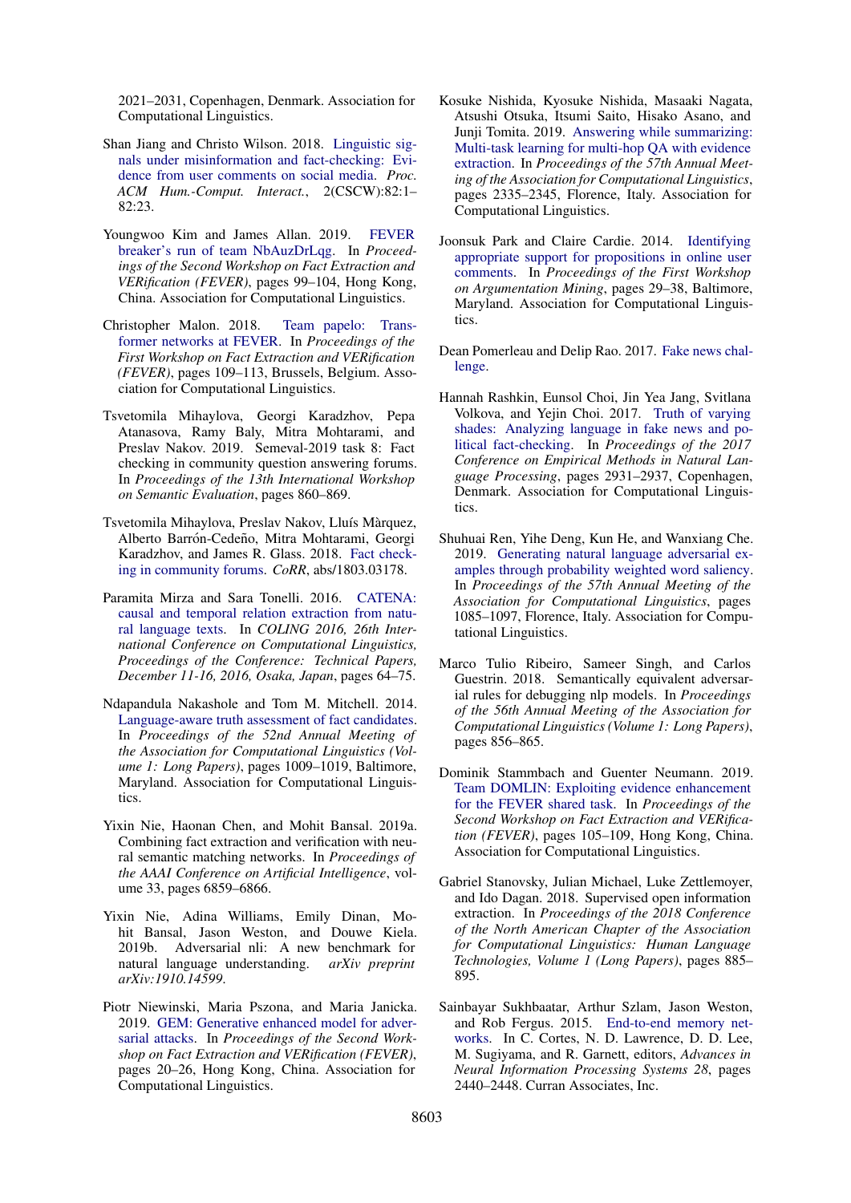2021–2031, Copenhagen, Denmark. Association for Computational Linguistics.

Shan Jiang and Christo Wilson. 2018. Linguistic signals under misinformation and fact-checking: Evidence from user comments on social media. *Proc. ACM Hum.-Comput. Interact.*, 2(CSCW):82:1–82:23.

Youngwoo Kim and James Allan. 2019. FEVER breaker's run of team NbAuzDrLqg. In *Proceedings of the Second Workshop on Fact Extraction and VERification (FEVER)*, pages 99–104, Hong Kong, China. Association for Computational Linguistics.

Christopher Malon. 2018. Team papelo: Transformer networks at FEVER. In *Proceedings of the First Workshop on Fact Extraction and VERification (FEVER)*, pages 109–113, Brussels, Belgium. Association for Computational Linguistics.

Tsvetomila Mihaylova, Georgi Karadzhov, Pepa Atanasova, Ramy Baly, Mitra Mohtarami, and Preslav Nakov. 2019. Semeval-2019 task 8: Fact checking in community question answering forums. In *Proceedings of the 13th International Workshop on Semantic Evaluation*, pages 860–869.

Tsvetomila Mihaylova, Preslav Nakov, Lluís Màrquez, Alberto Barrón-Cedeño, Mitra Mohtarami, Georgi Karadzhov, and James R. Glass. 2018. Fact checking in community forums. *CoRR*, abs/1803.03178.

Paramita Mirza and Sara Tonelli. 2016. CATENA: causal and temporal relation extraction from natural language texts. In *COLING 2016, 26th International Conference on Computational Linguistics, Proceedings of the Conference: Technical Papers, December 11-16, 2016, Osaka, Japan*, pages 64–75.

Ndapandula Nakashole and Tom M. Mitchell. 2014. Language-aware truth assessment of fact candidates. In *Proceedings of the 52nd Annual Meeting of the Association for Computational Linguistics (Volume 1: Long Papers)*, pages 1009–1019, Baltimore, Maryland. Association for Computational Linguistics.

Yixin Nie, Haonan Chen, and Mohit Bansal. 2019a. Combining fact extraction and verification with neural semantic matching networks. In *Proceedings of the AAAI Conference on Artificial Intelligence*, volume 33, pages 6859–6866.

Yixin Nie, Adina Williams, Emily Dinan, Mohit Bansal, Jason Weston, and Douwe Kiela. 2019b. Adversarial nli: A new benchmark for natural language understanding. *arXiv preprint arXiv:1910.14599*.

Piotr Niewinski, Maria Pszona, and Maria Janicka. 2019. GEM: Generative enhanced model for adversarial attacks. In *Proceedings of the Second Workshop on Fact Extraction and VERification (FEVER)*, pages 20–26, Hong Kong, China. Association for Computational Linguistics.

Kosuke Nishida, Kyosuke Nishida, Masaaki Nagata, Atsushi Otsuka, Itsumi Saito, Hisako Asano, and Junji Tomita. 2019. Answering while summarizing: Multi-task learning for multi-hop QA with evidence extraction. In *Proceedings of the 57th Annual Meeting of the Association for Computational Linguistics*, pages 2335–2345, Florence, Italy. Association for Computational Linguistics.

Joonsuk Park and Claire Cardie. 2014. Identifying appropriate support for propositions in online user comments. In *Proceedings of the First Workshop on Argumentation Mining*, pages 29–38, Baltimore, Maryland. Association for Computational Linguistics.

Dean Pomerleau and Delip Rao. 2017. Fake news challenge.

Hannah Rashkin, Eunsol Choi, Jin Yea Jang, Svitlana Volkova, and Yejin Choi. 2017. Truth of varying shades: Analyzing language in fake news and political fact-checking. In *Proceedings of the 2017 Conference on Empirical Methods in Natural Language Processing*, pages 2931–2937, Copenhagen, Denmark. Association for Computational Linguistics.

Shuhuai Ren, Yihe Deng, Kun He, and Wanxiang Che. 2019. Generating natural language adversarial examples through probability weighted word saliency. In *Proceedings of the 57th Annual Meeting of the Association for Computational Linguistics*, pages 1085–1097, Florence, Italy. Association for Computational Linguistics.

Marco Tulio Ribeiro, Sameer Singh, and Carlos Guestrin. 2018. Semantically equivalent adversarial rules for debugging nlp models. In *Proceedings of the 56th Annual Meeting of the Association for Computational Linguistics (Volume 1: Long Papers)*, pages 856–865.

Dominik Stammbach and Guenter Neumann. 2019. Team DOMLIN: Exploiting evidence enhancement for the FEVER shared task. In *Proceedings of the Second Workshop on Fact Extraction and VERification (FEVER)*, pages 105–109, Hong Kong, China. Association for Computational Linguistics.

Gabriel Stanovsky, Julian Michael, Luke Zettlemoyer, and Ido Dagan. 2018. Supervised open information extraction. In *Proceedings of the 2018 Conference of the North American Chapter of the Association for Computational Linguistics: Human Language Technologies, Volume 1 (Long Papers)*, pages 885–895.

Sainbayar Sukhbaatar, Arthur Szlam, Jason Weston, and Rob Fergus. 2015. End-to-end memory networks. In C. Cortes, N. D. Lawrence, D. D. Lee, M. Sugiyama, and R. Garnett, editors, *Advances in Neural Information Processing Systems 28*, pages 2440–2448. Curran Associates, Inc.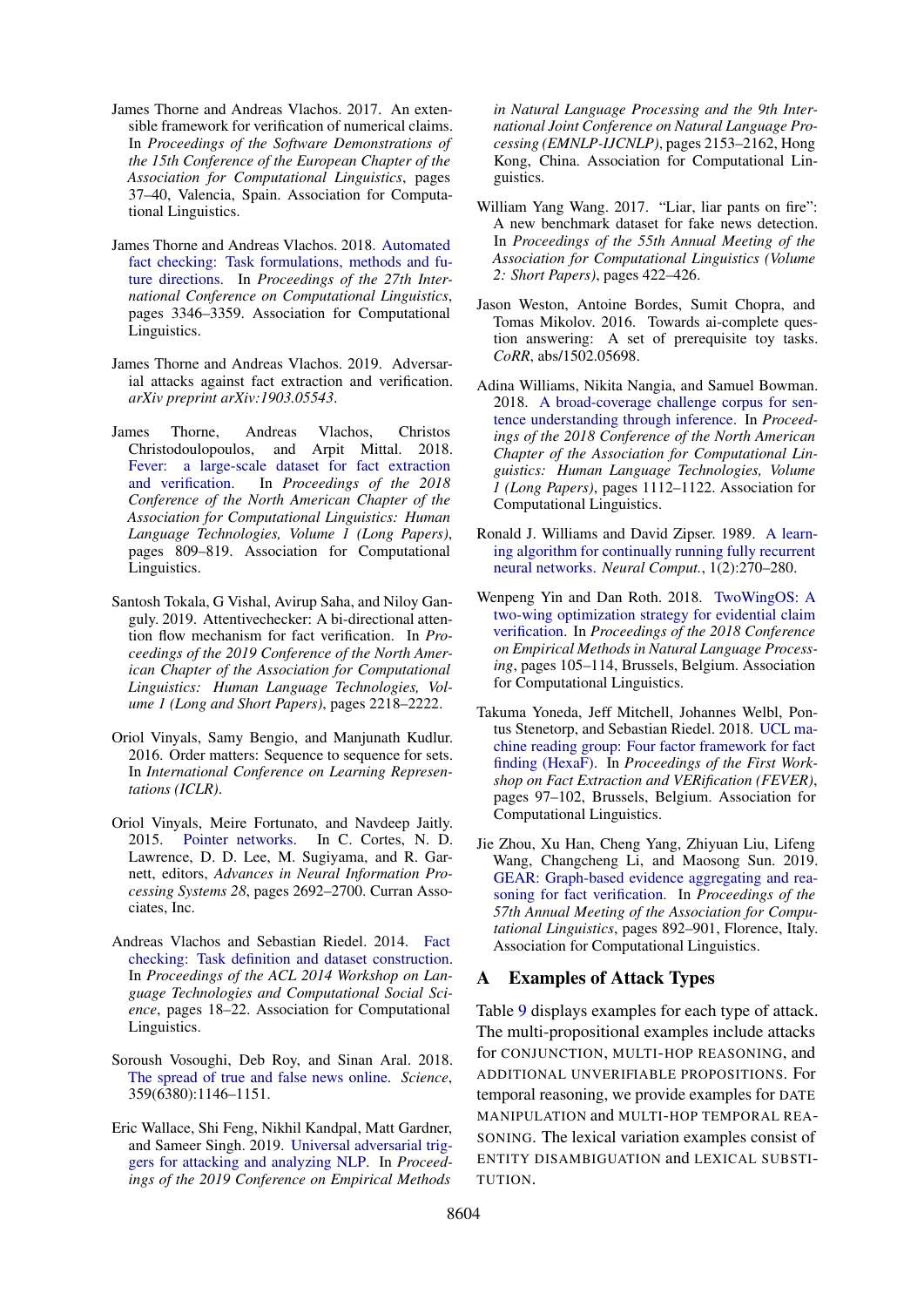James Thorne and Andreas Vlachos. 2017. An extensible framework for verification of numerical claims. In *Proceedings of the Software Demonstrations of the 15th Conference of the European Chapter of the Association for Computational Linguistics*, pages 37–40, Valencia, Spain. Association for Computational Linguistics.

James Thorne and Andreas Vlachos. 2018. Automated fact checking: Task formulations, methods and future directions. In *Proceedings of the 27th International Conference on Computational Linguistics*, pages 3346–3359. Association for Computational Linguistics.

James Thorne and Andreas Vlachos. 2019. Adversarial attacks against fact extraction and verification. *arXiv preprint arXiv:1903.05543*.

James Thorne, Andreas Vlachos, Christos Christodoulopoulos, and Arpit Mittal. 2018. Fever: a large-scale dataset for fact extraction and verification. In *Proceedings of the 2018 Conference of the North American Chapter of the Association for Computational Linguistics: Human Language Technologies, Volume 1 (Long Papers)*, pages 809–819. Association for Computational Linguistics.

Santosh Tokala, G Vishal, Avirup Saha, and Niloy Ganguly. 2019. Attentivechecker: A bi-directional attention flow mechanism for fact verification. In *Proceedings of the 2019 Conference of the North American Chapter of the Association for Computational Linguistics: Human Language Technologies, Volume 1 (Long and Short Papers)*, pages 2218–2222.

Oriol Vinyals, Samy Bengio, and Manjunath Kudlur. 2016. Order matters: Sequence to sequence for sets. In *International Conference on Learning Representations (ICLR)*.

Oriol Vinyals, Meire Fortunato, and Navdeep Jaitly. 2015. Pointer networks. In C. Cortes, N. D. Lawrence, D. D. Lee, M. Sugiyama, and R. Garnett, editors, *Advances in Neural Information Processing Systems 28*, pages 2692–2700. Curran Associates, Inc.

Andreas Vlachos and Sebastian Riedel. 2014. Fact checking: Task definition and dataset construction. In *Proceedings of the ACL 2014 Workshop on Language Technologies and Computational Social Science*, pages 18–22. Association for Computational Linguistics.

Soroush Vosoughi, Deb Roy, and Sinan Aral. 2018. The spread of true and false news online. *Science*, 359(6380):1146–1151.

Eric Wallace, Shi Feng, Nikhil Kandpal, Matt Gardner, and Sameer Singh. 2019. Universal adversarial triggers for attacking and analyzing NLP. In *Proceedings of the 2019 Conference on Empirical Methods in Natural Language Processing and the 9th International Joint Conference on Natural Language Processing (EMNLP-IJCNLP)*, pages 2153–2162, Hong Kong, China. Association for Computational Linguistics.

William Yang Wang. 2017. "Liar, liar pants on fire": A new benchmark dataset for fake news detection. In *Proceedings of the 55th Annual Meeting of the Association for Computational Linguistics (Volume 2: Short Papers)*, pages 422–426.

Jason Weston, Antoine Bordes, Sumit Chopra, and Tomas Mikolov. 2016. Towards ai-complete question answering: A set of prerequisite toy tasks. *CoRR*, abs/1502.05698.

Adina Williams, Nikita Nangia, and Samuel Bowman. 2018. A broad-coverage challenge corpus for sentence understanding through inference. In *Proceedings of the 2018 Conference of the North American Chapter of the Association for Computational Linguistics: Human Language Technologies, Volume 1 (Long Papers)*, pages 1112–1122. Association for Computational Linguistics.

Ronald J. Williams and David Zipser. 1989. A learning algorithm for continually running fully recurrent neural networks. *Neural Comput.*, 1(2):270–280.

Wenpeng Yin and Dan Roth. 2018. TwoWingOS: A two-wing optimization strategy for evidential claim verification. In *Proceedings of the 2018 Conference on Empirical Methods in Natural Language Processing*, pages 105–114, Brussels, Belgium. Association for Computational Linguistics.

Takuma Yoneda, Jeff Mitchell, Johannes Welbl, Pontus Stenetorp, and Sebastian Riedel. 2018. UCL machine reading group: Four factor framework for fact finding (HexaF). In *Proceedings of the First Workshop on Fact Extraction and VERification (FEVER)*, pages 97–102, Brussels, Belgium. Association for Computational Linguistics.

Jie Zhou, Xu Han, Cheng Yang, Zhiyuan Liu, Lifeng Wang, Changcheng Li, and Maosong Sun. 2019. GEAR: Graph-based evidence aggregating and reasoning for fact verification. In *Proceedings of the 57th Annual Meeting of the Association for Computational Linguistics*, pages 892–901, Florence, Italy. Association for Computational Linguistics.

## A Examples of Attack Types

Table 9 displays examples for each type of attack. The multi-propositional examples include attacks for CONJUNCTION, MULTI-HOP REASONING, and ADDITIONAL UNVERIFIABLE PROPOSITIONS. For temporal reasoning, we provide examples for DATE MANIPULATION and MULTI-HOP TEMPORAL REASONING. The lexical variation examples consist of ENTITY DISAMBIGUATION and LEXICAL SUBSTITUTION.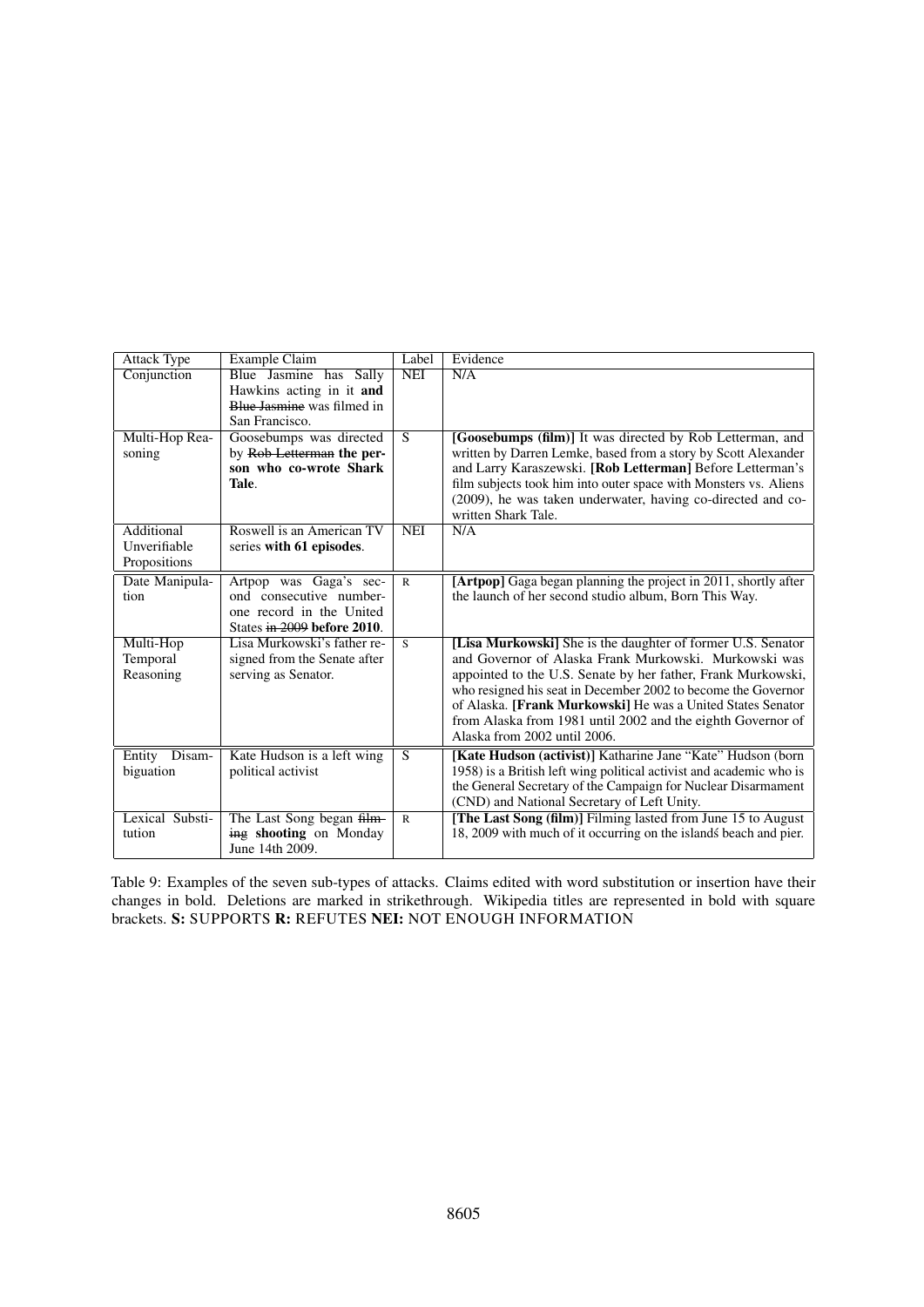| Attack Type | Example Claim | Label | Evidence |
|---|---|---|---|
| Conjunction | Blue Jasmine has Sally Hawkins acting in it **and** ~~Blue Jasmine~~ was filmed in San Francisco. | NEI | N/A |
| Multi-Hop Reasoning | Goosebumps was directed by ~~Rob Letterman~~ **the person who co-wrote Shark Tale**. | S | **[Goosebumps (film)]** It was directed by Rob Letterman, and written by Darren Lemke, based from a story by Scott Alexander and Larry Karaszewski. **[Rob Letterman]** Before Letterman's film subjects took him into outer space with Monsters vs. Aliens (2009), he was taken underwater, having co-directed and co-written Shark Tale. |
| Additional Unverifiable Propositions | Roswell is an American TV series **with 61 episodes**. | NEI | N/A |
| Date Manipulation | Artpop was Gaga's second consecutive number-one record in the United States ~~in 2009~~ **before 2010**. | R | **[Artpop]** Gaga began planning the project in 2011, shortly after the launch of her second studio album, Born This Way. |
| Multi-Hop Temporal Reasoning | Lisa Murkowski's father resigned from the Senate after serving as Senator. | S | **[Lisa Murkowski]** She is the daughter of former U.S. Senator and Governor of Alaska Frank Murkowski. Murkowski was appointed to the U.S. Senate by her father, Frank Murkowski, who resigned his seat in December 2002 to become the Governor of Alaska. **[Frank Murkowski]** He was a United States Senator from Alaska from 1981 until 2002 and the eighth Governor of Alaska from 2002 until 2006. |
| Entity Disambiguation | Kate Hudson is a left wing political activist | S | **[Kate Hudson (activist)]** Katharine Jane "Kate" Hudson (born 1958) is a British left wing political activist and academic who is the General Secretary of the Campaign for Nuclear Disarmament (CND) and National Secretary of Left Unity. |
| Lexical Substitution | The Last Song began ~~filming~~ **shooting** on Monday June 14th 2009. | R | **[The Last Song (film)]** Filming lasted from June 15 to August 18, 2009 with much of it occurring on the islandś beach and pier. |

Table 9: Examples of the seven sub-types of attacks. Claims edited with word substitution or insertion have their changes in bold. Deletions are marked in strikethrough. Wikipedia titles are represented in bold with square brackets. **S:** SUPPORTS **R:** REFUTES **NEI:** NOT ENOUGH INFORMATION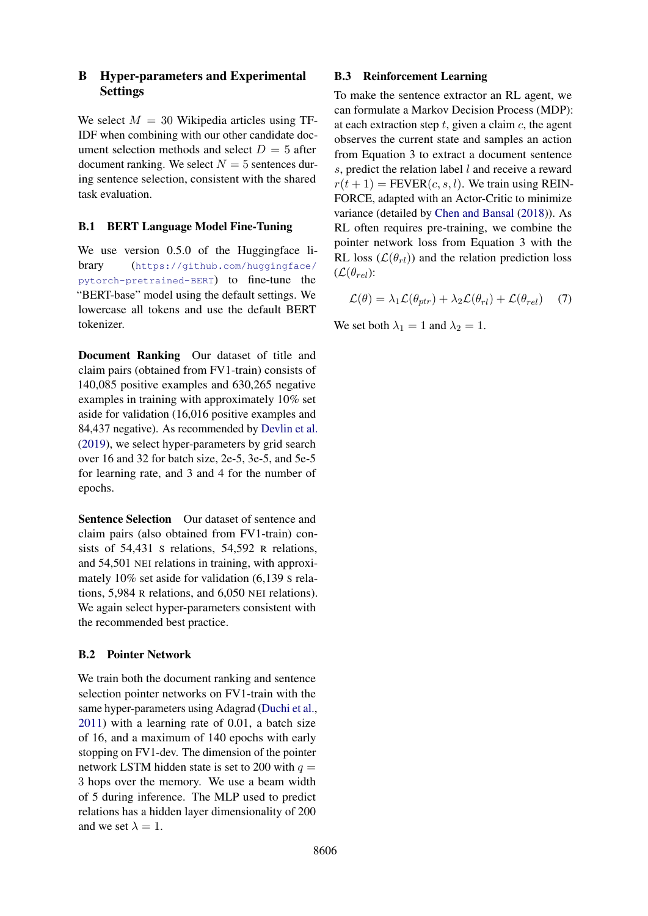## B Hyper-parameters and Experimental Settings

We select $M = 30$ Wikipedia articles using TF-IDF when combining with our other candidate document selection methods and select $D = 5$ after document ranking. We select $N = 5$ sentences during sentence selection, consistent with the shared task evaluation.

### B.1 BERT Language Model Fine-Tuning

We use version 0.5.0 of the Huggingface library (https://github.com/huggingface/pytorch-pretrained-BERT) to fine-tune the "BERT-base" model using the default settings. We lowercase all tokens and use the default BERT tokenizer.

**Document Ranking** Our dataset of title and claim pairs (obtained from FV1-train) consists of 140,085 positive examples and 630,265 negative examples in training with approximately 10% set aside for validation (16,016 positive examples and 84,437 negative). As recommended by Devlin et al. (2019), we select hyper-parameters by grid search over 16 and 32 for batch size, 2e-5, 3e-5, and 5e-5 for learning rate, and 3 and 4 for the number of epochs.

**Sentence Selection** Our dataset of sentence and claim pairs (also obtained from FV1-train) consists of 54,431 S relations, 54,592 R relations, and 54,501 NEI relations in training, with approximately 10% set aside for validation (6,139 S relations, 5,984 R relations, and 6,050 NEI relations). We again select hyper-parameters consistent with the recommended best practice.

### B.2 Pointer Network

We train both the document ranking and sentence selection pointer networks on FV1-train with the same hyper-parameters using Adagrad (Duchi et al., 2011) with a learning rate of 0.01, a batch size of 16, and a maximum of 140 epochs with early stopping on FV1-dev. The dimension of the pointer network LSTM hidden state is set to 200 with $q = 3$ hops over the memory. We use a beam width of 5 during inference. The MLP used to predict relations has a hidden layer dimensionality of 200 and we set $\lambda = 1$.

### B.3 Reinforcement Learning

To make the sentence extractor an RL agent, we can formulate a Markov Decision Process (MDP): at each extraction step $t$, given a claim $c$, the agent observes the current state and samples an action from Equation 3 to extract a document sentence $s$, predict the relation label $l$ and receive a reward $r(t+1) = \text{FEVER}(c, s, l)$. We train using REINFORCE, adapted with an Actor-Critic to minimize variance (detailed by Chen and Bansal (2018)). As RL often requires pre-training, we combine the pointer network loss from Equation 3 with the RL loss ($\mathcal{L}(\theta_{rl})$) and the relation prediction loss ($\mathcal{L}(\theta_{rel})$):

$$\mathcal{L}(\theta) = \lambda_1 \mathcal{L}(\theta_{ptr}) + \lambda_2 \mathcal{L}(\theta_{rl}) + \mathcal{L}(\theta_{rel}) \quad (7)$$

We set both $\lambda_1 = 1$ and $\lambda_2 = 1$.